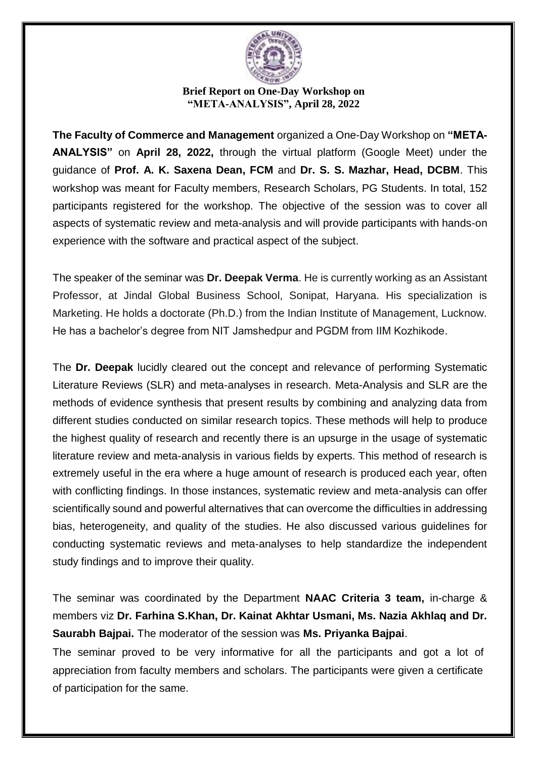**Brief Report on One-Day Workshop on "META-ANALYSIS", April 28, 2022**

**The Faculty of Commerce and Management** organized a One-Day Workshop on **"META-ANALYSIS"** on **April 28, 2022,** through the virtual platform (Google Meet) under the guidance of **Prof. A. K. Saxena Dean, FCM** and **Dr. S. S. Mazhar, Head, DCBM**. This workshop was meant for Faculty members, Research Scholars, PG Students. In total, 152 participants registered for the workshop. The objective of the session was to cover all aspects of systematic review and meta-analysis and will provide participants with hands-on experience with the software and practical aspect of the subject.

The speaker of the seminar was **Dr. Deepak Verma**. He is currently working as an Assistant Professor, at Jindal Global Business School, Sonipat, Haryana. His specialization is Marketing. He holds a doctorate (Ph.D.) from the Indian Institute of Management, Lucknow. He has a bachelor's degree from NIT Jamshedpur and PGDM from IIM Kozhikode.

The **Dr. Deepak** lucidly cleared out the concept and relevance of performing Systematic Literature Reviews (SLR) and meta-analyses in research. Meta-Analysis and SLR are the methods of evidence synthesis that present results by combining and analyzing data from different studies conducted on similar research topics. These methods will help to produce the highest quality of research and recently there is an upsurge in the usage of systematic literature review and meta-analysis in various fields by experts. This method of research is extremely useful in the era where a huge amount of research is produced each year, often with conflicting findings. In those instances, systematic review and meta-analysis can offer scientifically sound and powerful alternatives that can overcome the difficulties in addressing bias, heterogeneity, and quality of the studies. He also discussed various guidelines for conducting systematic reviews and meta-analyses to help standardize the independent study findings and to improve their quality.

The seminar was coordinated by the Department **NAAC Criteria 3 team,** in-charge & members viz **Dr. Farhina S.Khan, Dr. Kainat Akhtar Usmani, Ms. Nazia Akhlaq and Dr. Saurabh Bajpai.** The moderator of the session was **Ms. Priyanka Bajpai**.

The seminar proved to be very informative for all the participants and got a lot of appreciation from faculty members and scholars. The participants were given a certificate of participation for the same.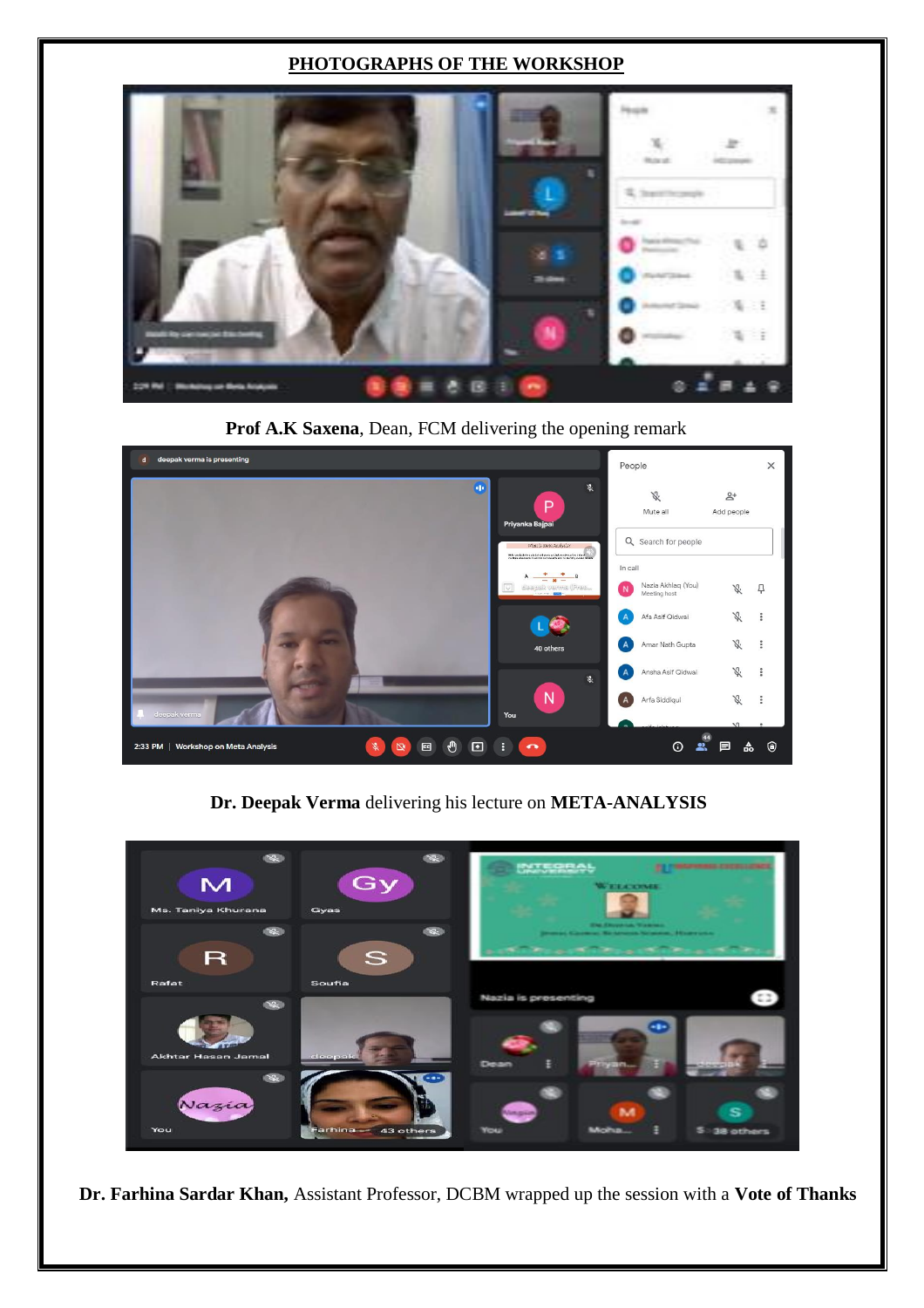## PHOTOGRAPHS OF THE WORKSHOP

**Prof A.K Saxena**, Dean, FCM delivering the opening remark

**Dr. Deepak Verma** delivering his lecture on **META-ANALYSIS**

**Dr. Farhina Sardar Khan,** Assistant Professor, DCBM wrapped up the session with a **Vote of Thanks**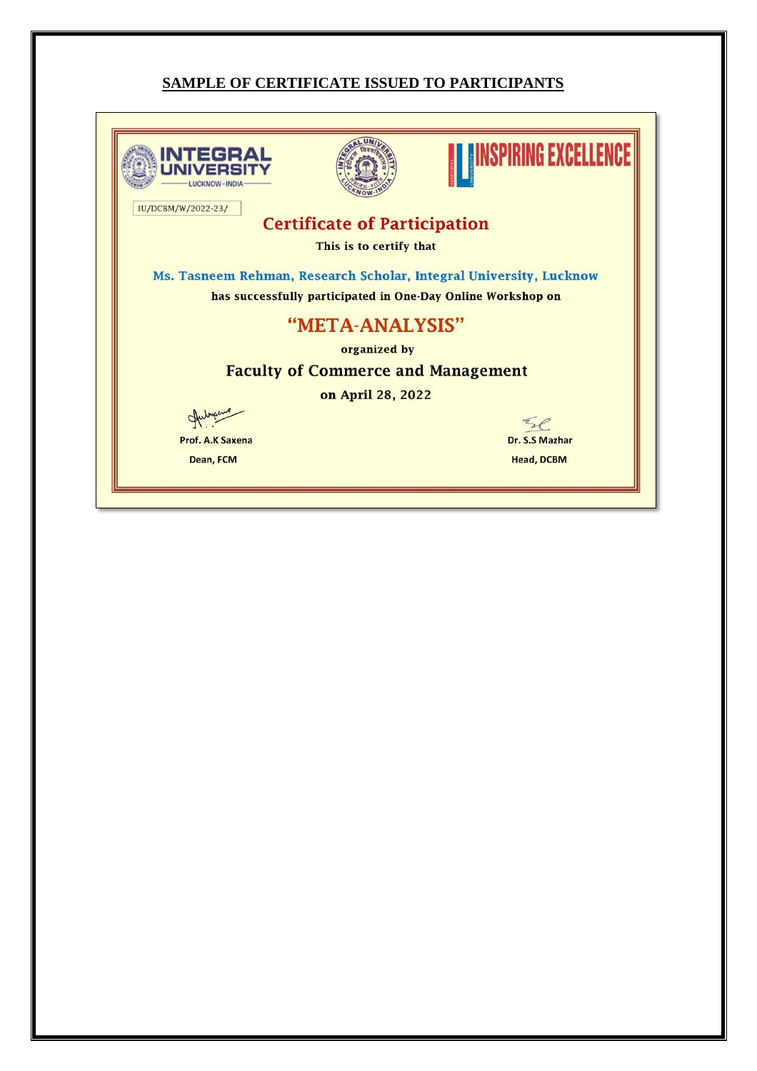## SAMPLE OF CERTIFICATE ISSUED TO PARTICIPANTS

INTEGRAL UNIVERSITY

LUCKNOW-INDIA

INSPIRING EXCELLENCE

IU/DCBM/W/2022-23/

### Certificate of Participation

This is to certify that

Ms. Tasneem Rehman, Research Scholar, Integral University, Lucknow

has successfully participated in One-Day Online Workshop on

**"META-ANALYSIS"**

organized by

**Faculty of Commerce and Management**

on April 28, 2022

Prof. A.K Saxena

Dean, FCM

Dr. S.S Mazhar

Head, DCBM